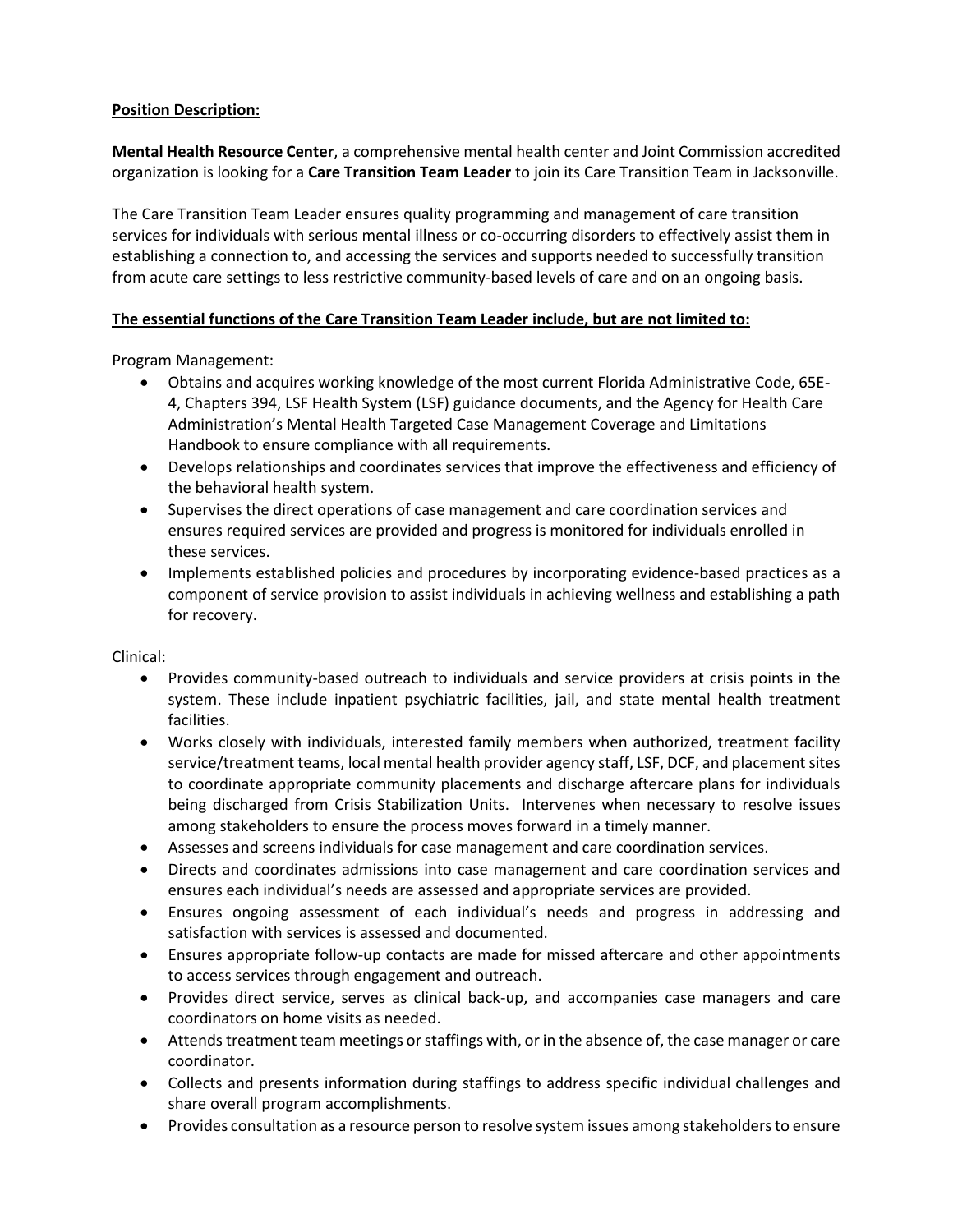**Position Description:**

**Mental Health Resource Center**, a comprehensive mental health center and Joint Commission accredited organization is looking for a **Care Transition Team Leader** to join its Care Transition Team in Jacksonville.

The Care Transition Team Leader ensures quality programming and management of care transition services for individuals with serious mental illness or co-occurring disorders to effectively assist them in establishing a connection to, and accessing the services and supports needed to successfully transition from acute care settings to less restrictive community-based levels of care and on an ongoing basis.

**The essential functions of the Care Transition Team Leader include, but are not limited to:**

Program Management:

- Obtains and acquires working knowledge of the most current Florida Administrative Code, 65E-4, Chapters 394, LSF Health System (LSF) guidance documents, and the Agency for Health Care Administration's Mental Health Targeted Case Management Coverage and Limitations Handbook to ensure compliance with all requirements.
- Develops relationships and coordinates services that improve the effectiveness and efficiency of the behavioral health system.
- Supervises the direct operations of case management and care coordination services and ensures required services are provided and progress is monitored for individuals enrolled in these services.
- Implements established policies and procedures by incorporating evidence-based practices as a component of service provision to assist individuals in achieving wellness and establishing a path for recovery.

Clinical:

- Provides community-based outreach to individuals and service providers at crisis points in the system. These include inpatient psychiatric facilities, jail, and state mental health treatment facilities.
- Works closely with individuals, interested family members when authorized, treatment facility service/treatment teams, local mental health provider agency staff, LSF, DCF, and placement sites to coordinate appropriate community placements and discharge aftercare plans for individuals being discharged from Crisis Stabilization Units. Intervenes when necessary to resolve issues among stakeholders to ensure the process moves forward in a timely manner.
- Assesses and screens individuals for case management and care coordination services.
- Directs and coordinates admissions into case management and care coordination services and ensures each individual's needs are assessed and appropriate services are provided.
- Ensures ongoing assessment of each individual's needs and progress in addressing and satisfaction with services is assessed and documented.
- Ensures appropriate follow-up contacts are made for missed aftercare and other appointments to access services through engagement and outreach.
- Provides direct service, serves as clinical back-up, and accompanies case managers and care coordinators on home visits as needed.
- Attends treatment team meetings or staffings with, or in the absence of, the case manager or care coordinator.
- Collects and presents information during staffings to address specific individual challenges and share overall program accomplishments.
- Provides consultation as a resource person to resolve system issues among stakeholders to ensure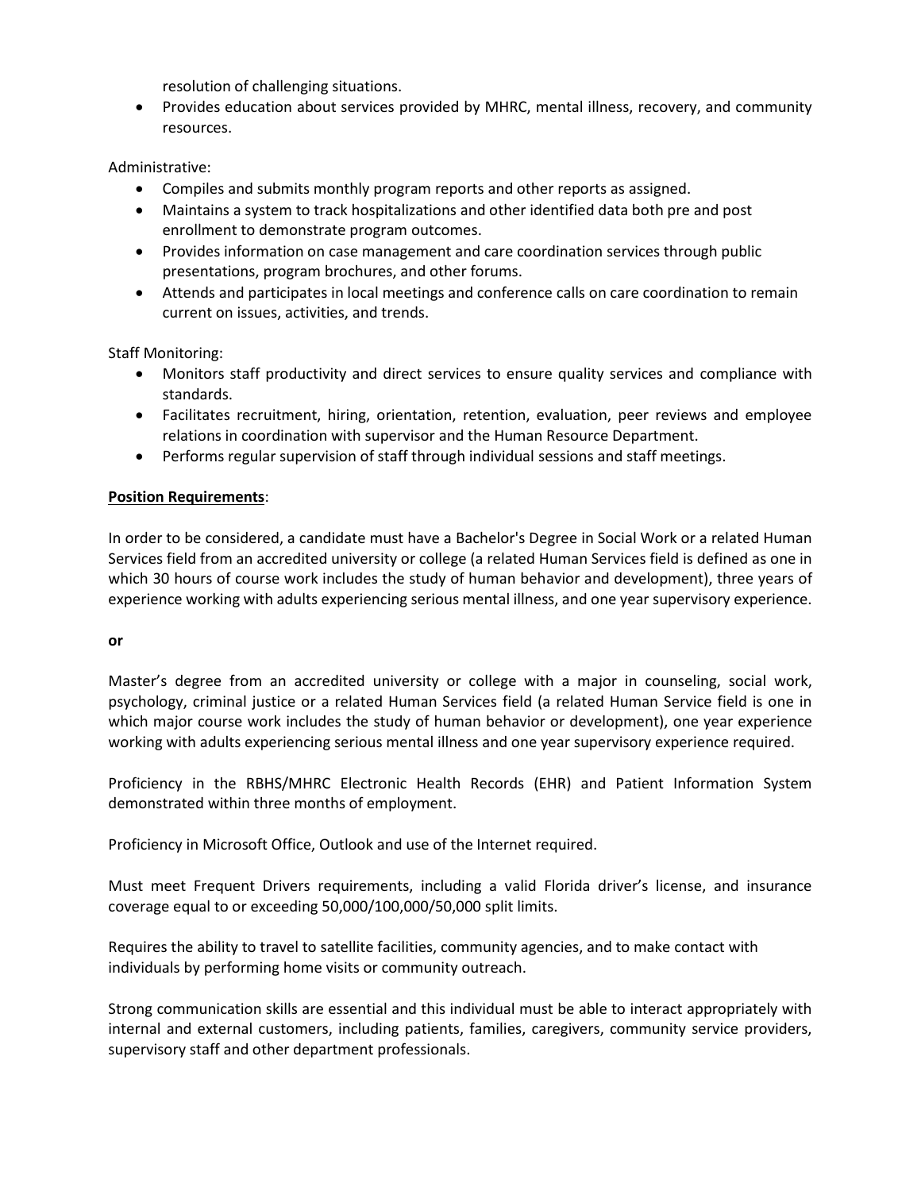resolution of challenging situations.
- Provides education about services provided by MHRC, mental illness, recovery, and community resources.

Administrative:

- Compiles and submits monthly program reports and other reports as assigned.
- Maintains a system to track hospitalizations and other identified data both pre and post enrollment to demonstrate program outcomes.
- Provides information on case management and care coordination services through public presentations, program brochures, and other forums.
- Attends and participates in local meetings and conference calls on care coordination to remain current on issues, activities, and trends.

Staff Monitoring:

- Monitors staff productivity and direct services to ensure quality services and compliance with standards.
- Facilitates recruitment, hiring, orientation, retention, evaluation, peer reviews and employee relations in coordination with supervisor and the Human Resource Department.
- Performs regular supervision of staff through individual sessions and staff meetings.

**Position Requirements**:

In order to be considered, a candidate must have a Bachelor's Degree in Social Work or a related Human Services field from an accredited university or college (a related Human Services field is defined as one in which 30 hours of course work includes the study of human behavior and development), three years of experience working with adults experiencing serious mental illness, and one year supervisory experience.

**or**

Master's degree from an accredited university or college with a major in counseling, social work, psychology, criminal justice or a related Human Services field (a related Human Service field is one in which major course work includes the study of human behavior or development), one year experience working with adults experiencing serious mental illness and one year supervisory experience required.

Proficiency in the RBHS/MHRC Electronic Health Records (EHR) and Patient Information System demonstrated within three months of employment.

Proficiency in Microsoft Office, Outlook and use of the Internet required.

Must meet Frequent Drivers requirements, including a valid Florida driver's license, and insurance coverage equal to or exceeding 50,000/100,000/50,000 split limits.

Requires the ability to travel to satellite facilities, community agencies, and to make contact with individuals by performing home visits or community outreach.

Strong communication skills are essential and this individual must be able to interact appropriately with internal and external customers, including patients, families, caregivers, community service providers, supervisory staff and other department professionals.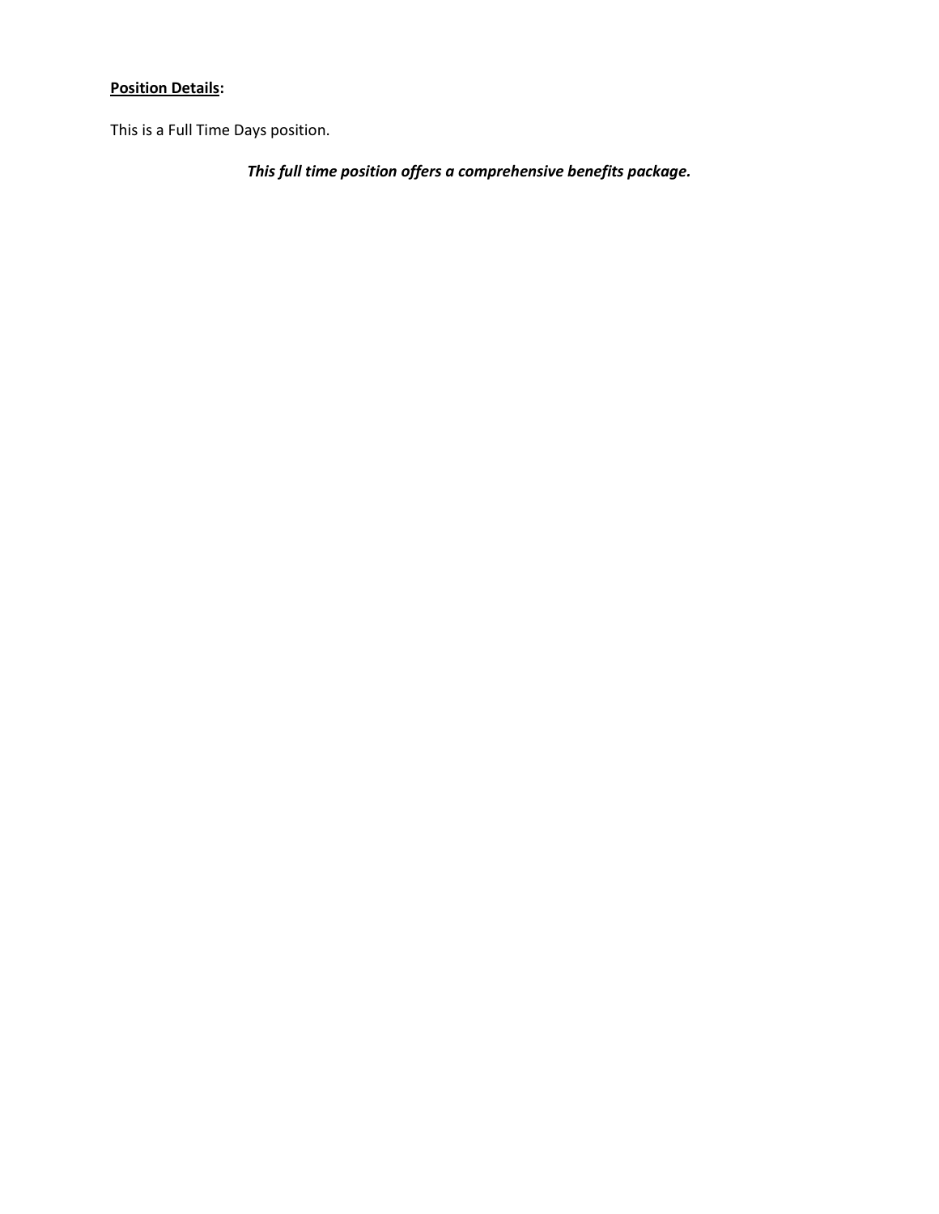**<u>Position Details</u>:**

This is a Full Time Days position.

***This full time position offers a comprehensive benefits package.***